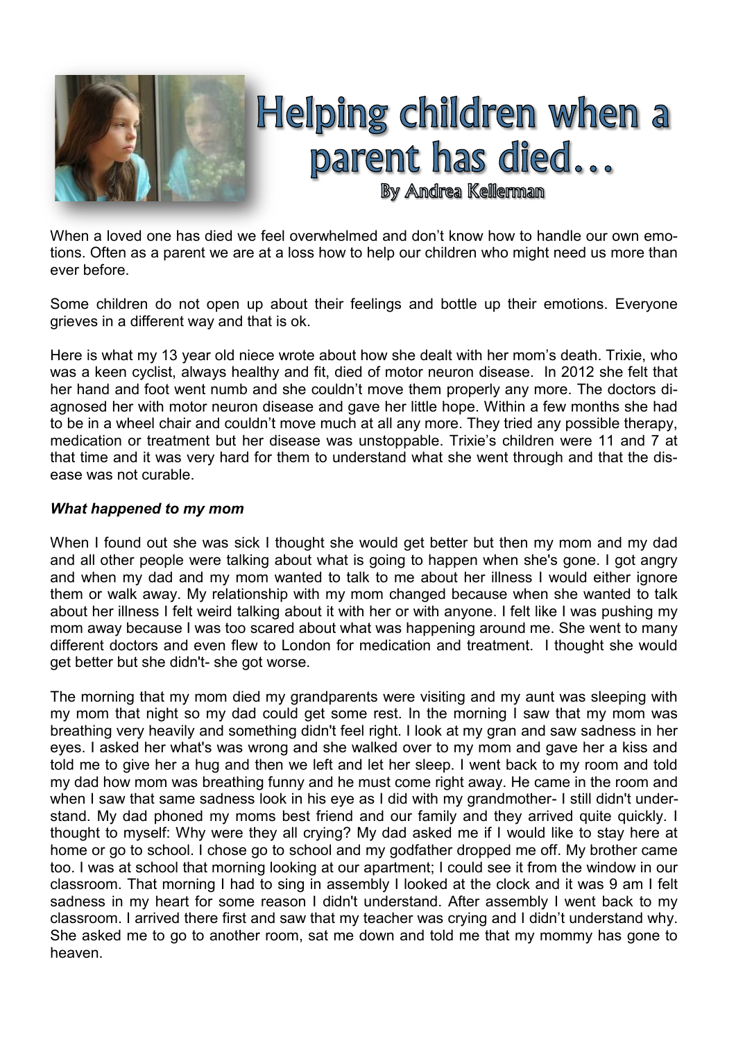# Helping children when a parent has died…

By Andrea Kellerman

When a loved one has died we feel overwhelmed and don't know how to handle our own emotions. Often as a parent we are at a loss how to help our children who might need us more than ever before.

Some children do not open up about their feelings and bottle up their emotions. Everyone grieves in a different way and that is ok.

Here is what my 13 year old niece wrote about how she dealt with her mom's death. Trixie, who was a keen cyclist, always healthy and fit, died of motor neuron disease. In 2012 she felt that her hand and foot went numb and she couldn't move them properly any more. The doctors diagnosed her with motor neuron disease and gave her little hope. Within a few months she had to be in a wheel chair and couldn't move much at all any more. They tried any possible therapy, medication or treatment but her disease was unstoppable. Trixie's children were 11 and 7 at that time and it was very hard for them to understand what she went through and that the disease was not curable.

***What happened to my mom***

When I found out she was sick I thought she would get better but then my mom and my dad and all other people were talking about what is going to happen when she's gone. I got angry and when my dad and my mom wanted to talk to me about her illness I would either ignore them or walk away. My relationship with my mom changed because when she wanted to talk about her illness I felt weird talking about it with her or with anyone. I felt like I was pushing my mom away because I was too scared about what was happening around me. She went to many different doctors and even flew to London for medication and treatment. I thought she would get better but she didn't- she got worse.

The morning that my mom died my grandparents were visiting and my aunt was sleeping with my mom that night so my dad could get some rest. In the morning I saw that my mom was breathing very heavily and something didn't feel right. I look at my gran and saw sadness in her eyes. I asked her what's was wrong and she walked over to my mom and gave her a kiss and told me to give her a hug and then we left and let her sleep. I went back to my room and told my dad how mom was breathing funny and he must come right away. He came in the room and when I saw that same sadness look in his eye as I did with my grandmother- I still didn't understand. My dad phoned my moms best friend and our family and they arrived quite quickly. I thought to myself: Why were they all crying? My dad asked me if I would like to stay here at home or go to school. I chose go to school and my godfather dropped me off. My brother came too. I was at school that morning looking at our apartment; I could see it from the window in our classroom. That morning I had to sing in assembly I looked at the clock and it was 9 am I felt sadness in my heart for some reason I didn't understand. After assembly I went back to my classroom. I arrived there first and saw that my teacher was crying and I didn't understand why. She asked me to go to another room, sat me down and told me that my mommy has gone to heaven.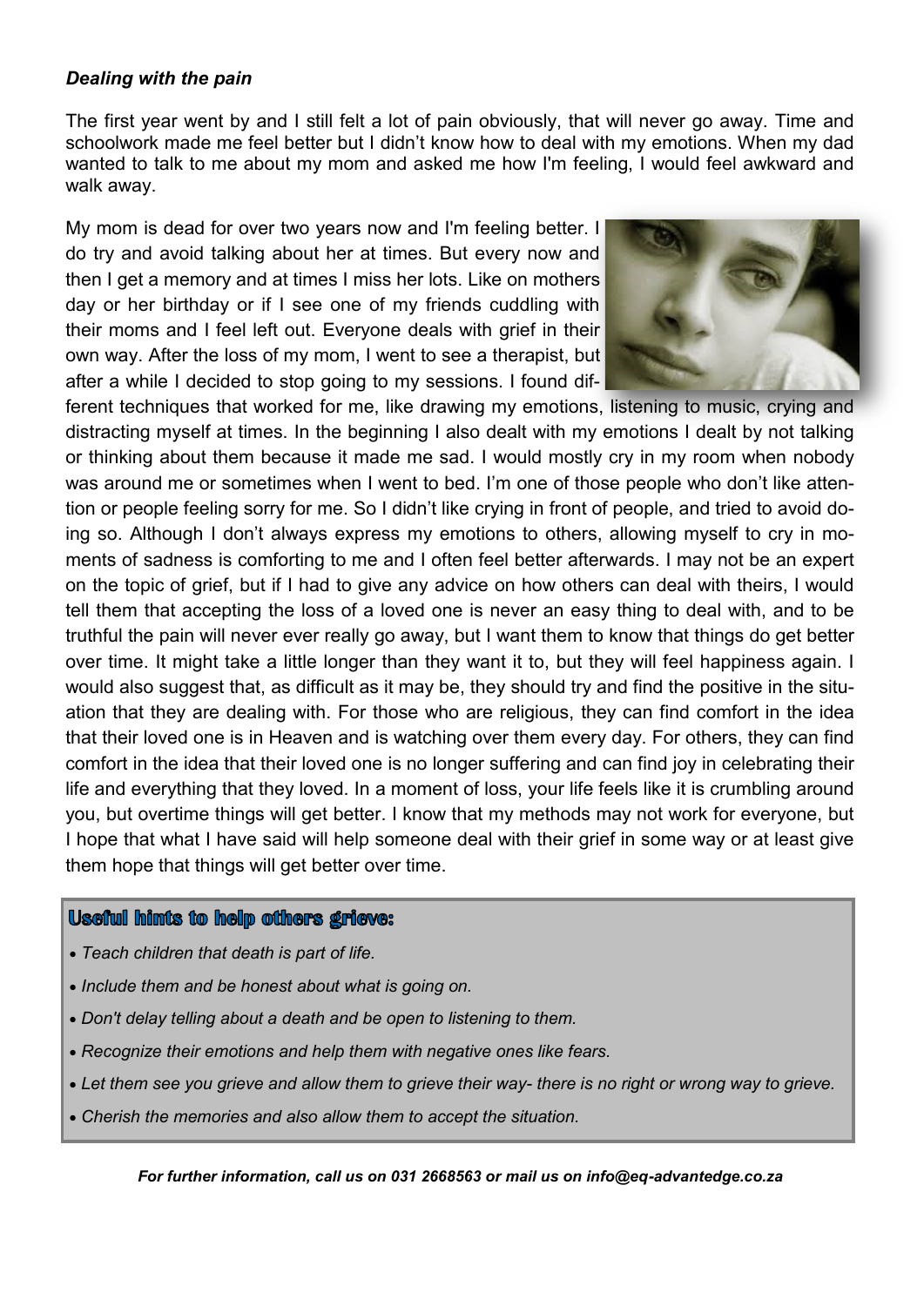### *Dealing with the pain*

The first year went by and I still felt a lot of pain obviously, that will never go away. Time and schoolwork made me feel better but I didn't know how to deal with my emotions. When my dad wanted to talk to me about my mom and asked me how I'm feeling, I would feel awkward and walk away.

My mom is dead for over two years now and I'm feeling better. I do try and avoid talking about her at times. But every now and then I get a memory and at times I miss her lots. Like on mothers day or her birthday or if I see one of my friends cuddling with their moms and I feel left out. Everyone deals with grief in their own way. After the loss of my mom, I went to see a therapist, but after a while I decided to stop going to my sessions. I found different techniques that worked for me, like drawing my emotions, listening to music, crying and distracting myself at times. In the beginning I also dealt with my emotions I dealt by not talking or thinking about them because it made me sad. I would mostly cry in my room when nobody was around me or sometimes when I went to bed. I'm one of those people who don't like attention or people feeling sorry for me. So I didn't like crying in front of people, and tried to avoid doing so. Although I don't always express my emotions to others, allowing myself to cry in moments of sadness is comforting to me and I often feel better afterwards. I may not be an expert on the topic of grief, but if I had to give any advice on how others can deal with theirs, I would tell them that accepting the loss of a loved one is never an easy thing to deal with, and to be truthful the pain will never ever really go away, but I want them to know that things do get better over time. It might take a little longer than they want it to, but they will feel happiness again. I would also suggest that, as difficult as it may be, they should try and find the positive in the situation that they are dealing with. For those who are religious, they can find comfort in the idea that their loved one is in Heaven and is watching over them every day. For others, they can find comfort in the idea that their loved one is no longer suffering and can find joy in celebrating their life and everything that they loved. In a moment of loss, your life feels like it is crumbling around you, but overtime things will get better. I know that my methods may not work for everyone, but I hope that what I have said will help someone deal with their grief in some way or at least give them hope that things will get better over time.

**Useful hints to help others grieve:**

- *Teach children that death is part of life.*
- *Include them and be honest about what is going on.*
- *Don't delay telling about a death and be open to listening to them.*
- *Recognize their emotions and help them with negative ones like fears.*
- *Let them see you grieve and allow them to grieve their way- there is no right or wrong way to grieve.*
- *Cherish the memories and also allow them to accept the situation.*

***For further information, call us on 031 2668563 or mail us on info@eq-advantedge.co.za***